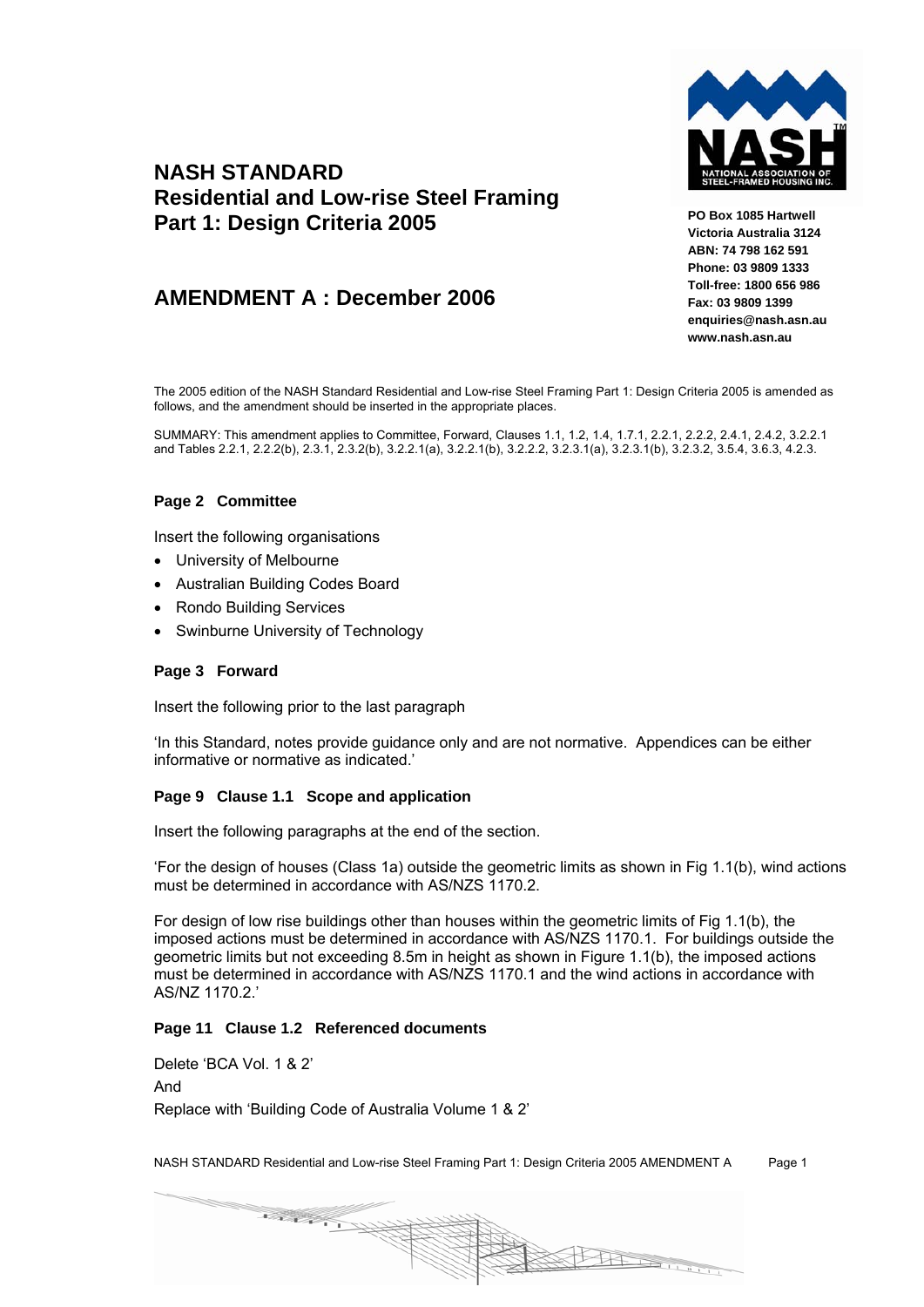# NASH STANDARD
# Residential and Low-rise Steel Framing
# Part 1: Design Criteria 2005

## AMENDMENT A : December 2006

**PO Box 1085 Hartwell**
**Victoria Australia 3124**
**ABN: 74 798 162 591**
**Phone: 03 9809 1333**
**Toll-free: 1800 656 986**
**Fax: 03 9809 1399**
**enquiries@nash.asn.au**
**www.nash.asn.au**

The 2005 edition of the NASH Standard Residential and Low-rise Steel Framing Part 1: Design Criteria 2005 is amended as follows, and the amendment should be inserted in the appropriate places.

SUMMARY: This amendment applies to Committee, Forward, Clauses 1.1, 1.2, 1.4, 1.7.1, 2.2.1, 2.2.2, 2.4.1, 2.4.2, 3.2.2.1 and Tables 2.2.1, 2.2.2(b), 2.3.1, 2.3.2(b), 3.2.2.1(a), 3.2.2.1(b), 3.2.2.2, 3.2.3.1(a), 3.2.3.1(b), 3.2.3.2, 3.5.4, 3.6.3, 4.2.3.

### Page 2 Committee

Insert the following organisations

- University of Melbourne
- Australian Building Codes Board
- Rondo Building Services
- Swinburne University of Technology

### Page 3 Forward

Insert the following prior to the last paragraph

'In this Standard, notes provide guidance only and are not normative. Appendices can be either informative or normative as indicated.'

### Page 9 Clause 1.1 Scope and application

Insert the following paragraphs at the end of the section.

'For the design of houses (Class 1a) outside the geometric limits as shown in Fig 1.1(b), wind actions must be determined in accordance with AS/NZS 1170.2.

For design of low rise buildings other than houses within the geometric limits of Fig 1.1(b), the imposed actions must be determined in accordance with AS/NZS 1170.1. For buildings outside the geometric limits but not exceeding 8.5m in height as shown in Figure 1.1(b), the imposed actions must be determined in accordance with AS/NZS 1170.1 and the wind actions in accordance with AS/NZ 1170.2.'

### Page 11 Clause 1.2 Referenced documents

Delete 'BCA Vol. 1 & 2'

And

Replace with 'Building Code of Australia Volume 1 & 2'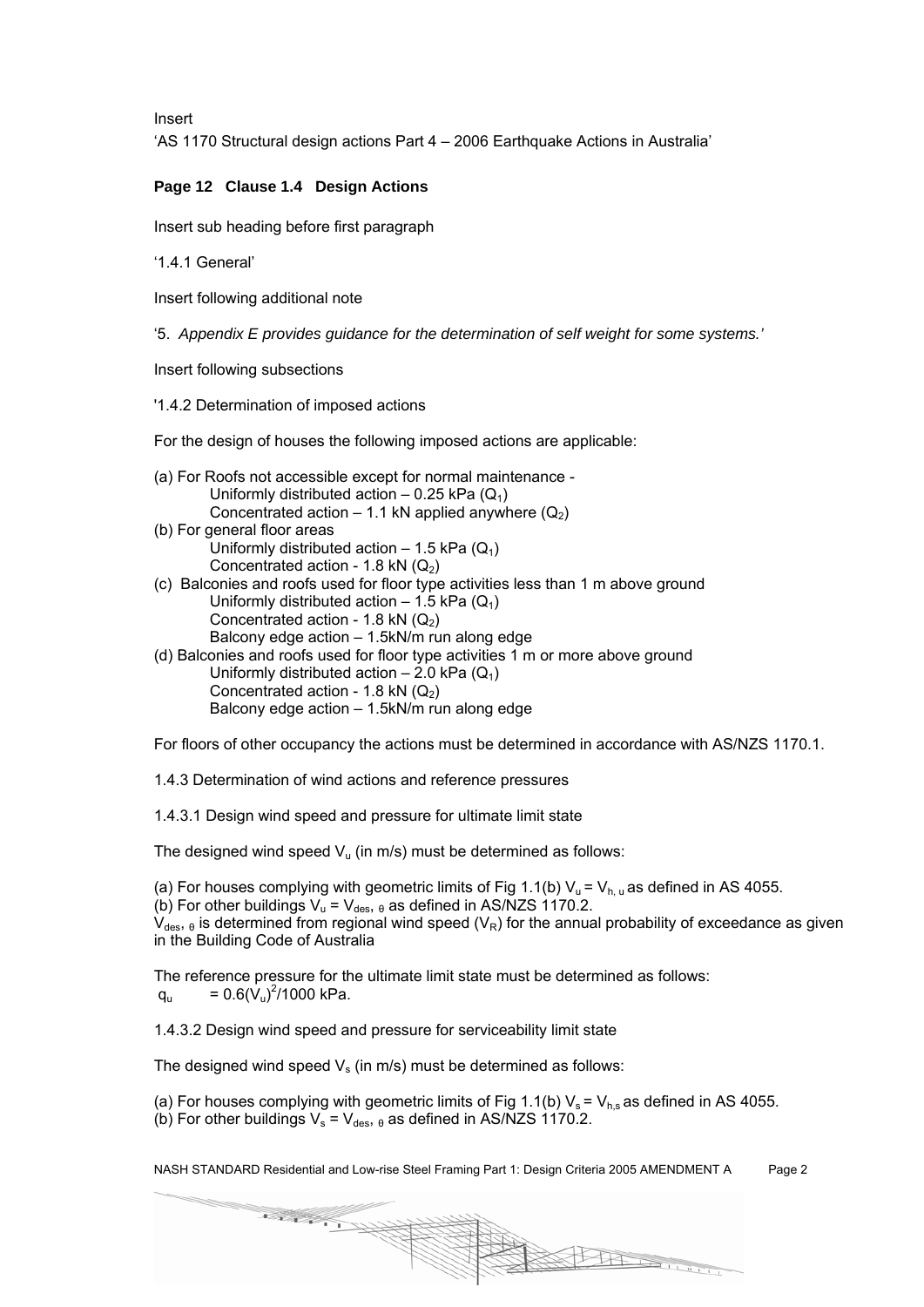Insert

'AS 1170 Structural design actions Part 4 – 2006 Earthquake Actions in Australia'

**Page 12 Clause 1.4 Design Actions**

Insert sub heading before first paragraph

'1.4.1 General'

Insert following additional note

'5. *Appendix E provides guidance for the determination of self weight for some systems.'*

Insert following subsections

'1.4.2 Determination of imposed actions

For the design of houses the following imposed actions are applicable:

(a) For Roofs not accessible except for normal maintenance -
    Uniformly distributed action – 0.25 kPa ($Q_1$)
    Concentrated action – 1.1 kN applied anywhere ($Q_2$)
(b) For general floor areas
    Uniformly distributed action – 1.5 kPa ($Q_1$)
    Concentrated action - 1.8 kN ($Q_2$)
(c) Balconies and roofs used for floor type activities less than 1 m above ground
    Uniformly distributed action – 1.5 kPa ($Q_1$)
    Concentrated action - 1.8 kN ($Q_2$)
    Balcony edge action – 1.5kN/m run along edge
(d) Balconies and roofs used for floor type activities 1 m or more above ground
    Uniformly distributed action – 2.0 kPa ($Q_1$)
    Concentrated action - 1.8 kN ($Q_2$)
    Balcony edge action – 1.5kN/m run along edge

For floors of other occupancy the actions must be determined in accordance with AS/NZS 1170.1.

1.4.3 Determination of wind actions and reference pressures

1.4.3.1 Design wind speed and pressure for ultimate limit state

The designed wind speed $V_u$ (in m/s) must be determined as follows:

(a) For houses complying with geometric limits of Fig 1.1(b) $V_u = V_{h,u}$ as defined in AS 4055.
(b) For other buildings $V_u = V_{des,\theta}$ as defined in AS/NZS 1170.2.
$V_{des,\theta}$ is determined from regional wind speed ($V_R$) for the annual probability of exceedance as given in the Building Code of Australia

The reference pressure for the ultimate limit state must be determined as follows:
$q_u = 0.6(V_u)^2/1000$ kPa.

1.4.3.2 Design wind speed and pressure for serviceability limit state

The designed wind speed $V_s$ (in m/s) must be determined as follows:

(a) For houses complying with geometric limits of Fig 1.1(b) $V_s = V_{h,s}$ as defined in AS 4055.
(b) For other buildings $V_s = V_{des,\theta}$ as defined in AS/NZS 1170.2.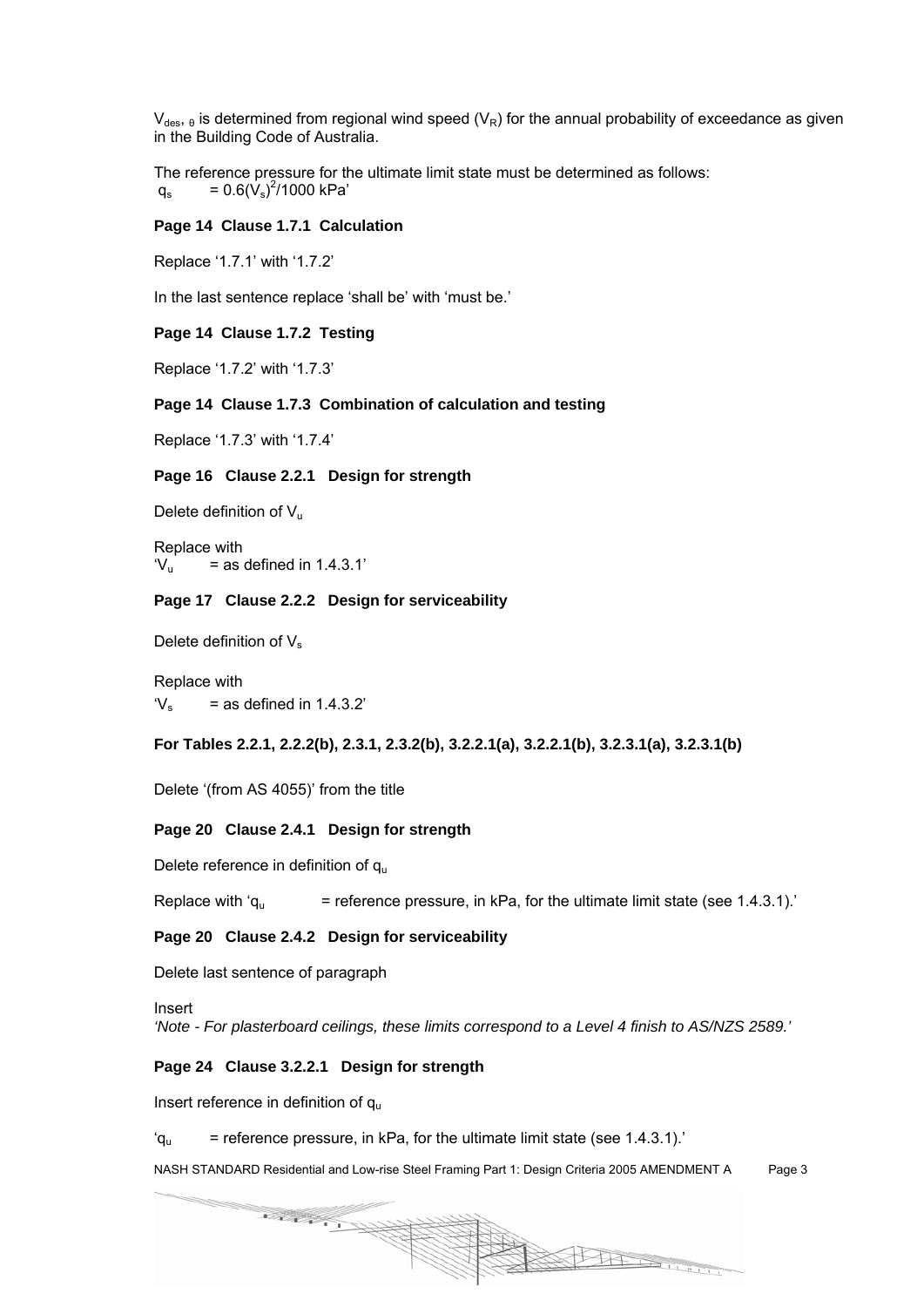$V_{des,\theta}$ is determined from regional wind speed ($V_R$) for the annual probability of exceedance as given in the Building Code of Australia.

The reference pressure for the ultimate limit state must be determined as follows:
$q_s$ $= 0.6(V_s)^2/1000$ kPa'

**Page 14 Clause 1.7.1 Calculation**

Replace '1.7.1' with '1.7.2'

In the last sentence replace 'shall be' with 'must be.'

**Page 14 Clause 1.7.2 Testing**

Replace '1.7.2' with '1.7.3'

**Page 14 Clause 1.7.3 Combination of calculation and testing**

Replace '1.7.3' with '1.7.4'

**Page 16 Clause 2.2.1 Design for strength**

Delete definition of $V_u$

Replace with
'$V_u$ = as defined in 1.4.3.1'

**Page 17 Clause 2.2.2 Design for serviceability**

Delete definition of $V_s$

Replace with
'$V_s$ = as defined in 1.4.3.2'

**For Tables 2.2.1, 2.2.2(b), 2.3.1, 2.3.2(b), 3.2.2.1(a), 3.2.2.1(b), 3.2.3.1(a), 3.2.3.1(b)**

Delete '(from AS 4055)' from the title

**Page 20 Clause 2.4.1 Design for strength**

Delete reference in definition of $q_u$

Replace with '$q_u$ = reference pressure, in kPa, for the ultimate limit state (see 1.4.3.1).'

**Page 20 Clause 2.4.2 Design for serviceability**

Delete last sentence of paragraph

Insert
*'Note - For plasterboard ceilings, these limits correspond to a Level 4 finish to AS/NZS 2589.'*

**Page 24 Clause 3.2.2.1 Design for strength**

Insert reference in definition of $q_u$

'$q_u$ = reference pressure, in kPa, for the ultimate limit state (see 1.4.3.1).'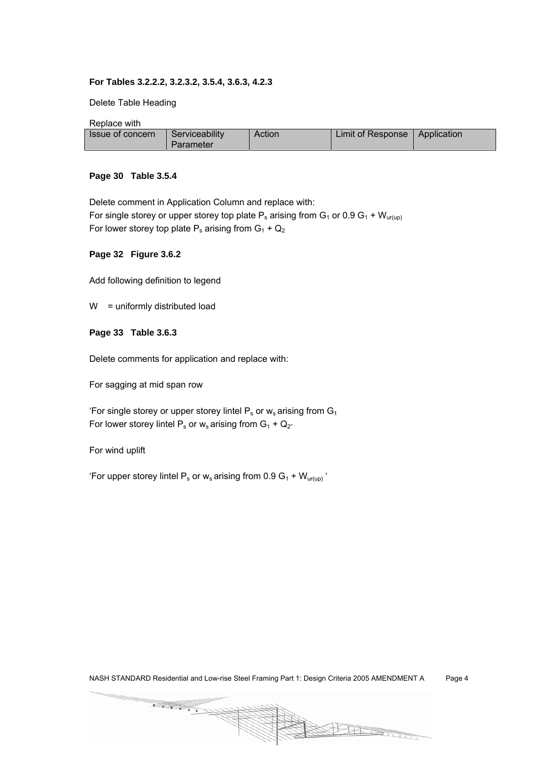**For Tables 3.2.2.2, 3.2.3.2, 3.5.4, 3.6.3, 4.2.3**

Delete Table Heading

Replace with

| Issue of concern | Serviceability Parameter | Action | Limit of Response | Application |
|---|---|---|---|---|

**Page 30 Table 3.5.4**

Delete comment in Application Column and replace with:
For single storey or upper storey top plate $P_s$ arising from $G_1$ or 0.9 $G_1$ + $W_{ur(up)}$
For lower storey top plate $P_s$ arising from $G_1$ + $Q_2$

**Page 32 Figure 3.6.2**

Add following definition to legend

W = uniformly distributed load

**Page 33 Table 3.6.3**

Delete comments for application and replace with:

For sagging at mid span row

'For single storey or upper storey lintel $P_s$ or $w_s$ arising from $G_1$
For lower storey lintel $P_s$ or $w_s$ arising from $G_1$ + $Q_2$"

For wind uplift

'For upper storey lintel $P_s$ or $w_s$ arising from 0.9 $G_1$ + $W_{ur(up)}$ '